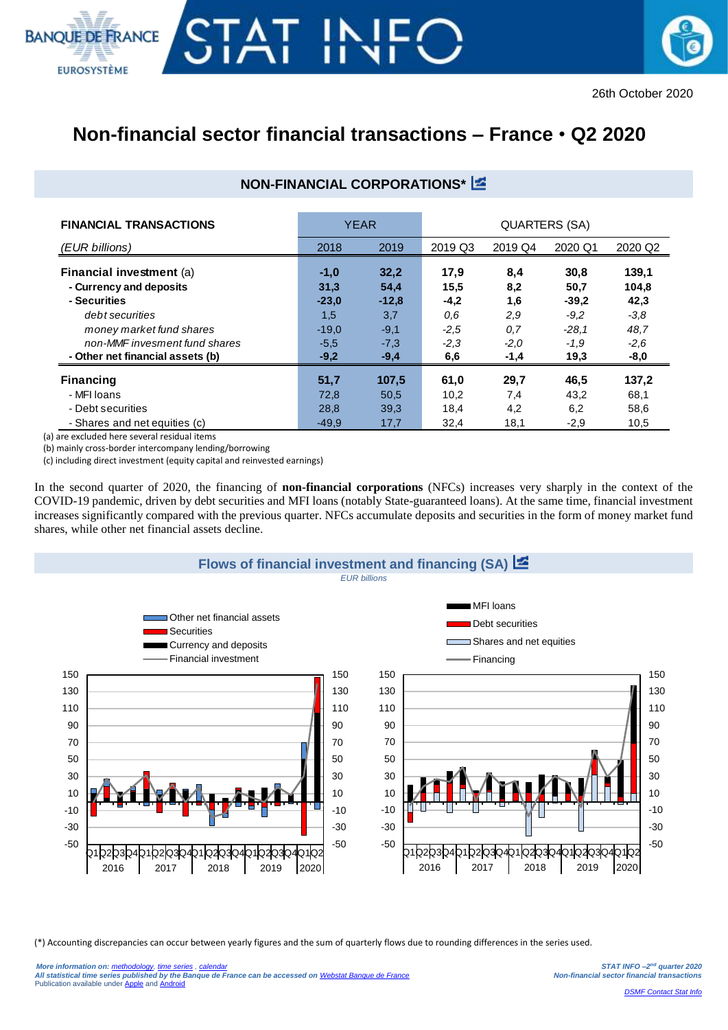# Non-financial sector financial transactions – France • Q2 2020

26th October 2020

## NON-FINANCIAL CORPORATIONS*

| FINANCIAL TRANSACTIONS | YEAR | | QUARTERS (SA) | | | |
|---|---|---|---|---|---|---|
| *(EUR billions)* | 2018 | 2019 | 2019 Q3 | 2019 Q4 | 2020 Q1 | 2020 Q2 |
| **Financial investment** (a) | **-1,0** | **32,2** | **17,9** | **8,4** | **30,8** | **139,1** |
| **- Currency and deposits** | **31,3** | **54,4** | **15,5** | **8,2** | **50,7** | **104,8** |
| **- Securities** | **-23,0** | **-12,8** | **-4,2** | **1,6** | **-39,2** | **42,3** |
| *debt securities* | 1,5 | 3,7 | *0,6* | *2,9* | *-9,2* | *-3,8* |
| *money market fund shares* | -19,0 | -9,1 | *-2,5* | *0,7* | *-28,1* | *48,7* |
| *non-MMF invesment fund shares* | -5,5 | -7,3 | *-2,3* | *-2,0* | *-1,9* | *-2,6* |
| **- Other net financial assets (b)** | **-9,2** | **-9,4** | **6,6** | **-1,4** | **19,3** | **-8,0** |
| **Financing** | **51,7** | **107,5** | **61,0** | **29,7** | **46,5** | **137,2** |
| - MFI loans | 72,8 | 50,5 | 10,2 | 7,4 | 43,2 | 68,1 |
| - Debt securities | 28,8 | 39,3 | 18,4 | 4,2 | 6,2 | 58,6 |
| - Shares and net equities (c) | -49,9 | 17,7 | 32,4 | 18,1 | -2,9 | 10,5 |

(a) are excluded here several residual items
(b) mainly cross-border intercompany lending/borrowing
(c) including direct investment (equity capital and reinvested earnings)

In the second quarter of 2020, the financing of **non-financial corporations** (NFCs) increases very sharply in the context of the COVID-19 pandemic, driven by debt securities and MFI loans (notably State-guaranteed loans). At the same time, financial investment increases significantly compared with the previous quarter. NFCs accumulate deposits and securities in the form of money market fund shares, while other net financial assets decline.

## Flows of financial investment and financing (SA)

*EUR billions*

(*) Accounting discrepancies can occur between yearly figures and the sum of quarterly flows due to rounding differences in the series used.

*More information on: methodology, time series, calendar*
*All statistical time series published by the Banque de France can be accessed on Webstat Banque de France*
Publication available under Apple and Android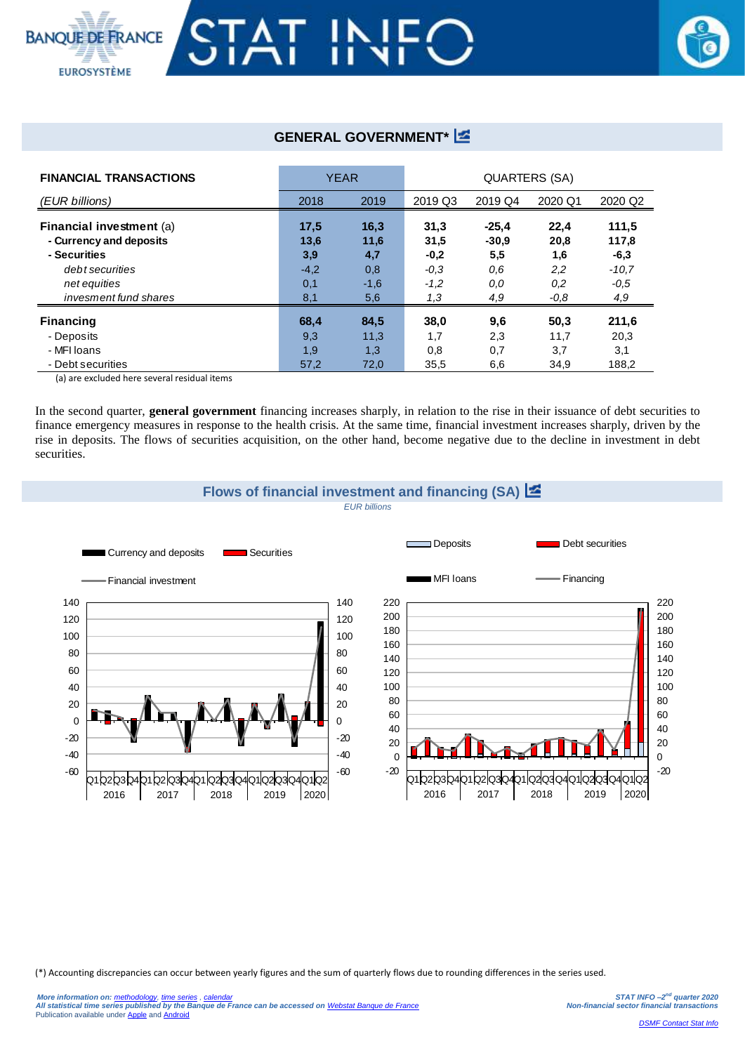## GENERAL GOVERNMENT*

| FINANCIAL TRANSACTIONS | YEAR | | QUARTERS (SA) | | | |
|---|---|---|---|---|---|---|
| *(EUR billions)* | 2018 | 2019 | 2019 Q3 | 2019 Q4 | 2020 Q1 | 2020 Q2 |
| **Financial investment** (a) | **17,5** | **16,3** | **31,3** | **-25,4** | **22,4** | **111,5** |
| **- Currency and deposits** | **13,6** | **11,6** | **31,5** | **-30,9** | **20,8** | **117,8** |
| **- Securities** | **3,9** | **4,7** | **-0,2** | **5,5** | **1,6** | **-6,3** |
| *debt securities* | -4,2 | 0,8 | *-0,3* | *0,6* | *2,2* | *-10,7* |
| *net equities* | 0,1 | -1,6 | *-1,2* | *0,0* | *0,2* | *-0,5* |
| *invesment fund shares* | 8,1 | 5,6 | *1,3* | *4,9* | *-0,8* | *4,9* |
| **Financing** | **68,4** | **84,5** | **38,0** | **9,6** | **50,3** | **211,6** |
| - Deposits | 9,3 | 11,3 | 1,7 | 2,3 | 11,7 | 20,3 |
| - MFI loans | 1,9 | 1,3 | 0,8 | 0,7 | 3,7 | 3,1 |
| - Debt securities | 57,2 | 72,0 | 35,5 | 6,6 | 34,9 | 188,2 |

(a) are excluded here several residual items

In the second quarter, **general government** financing increases sharply, in relation to the rise in their issuance of debt securities to finance emergency measures in response to the health crisis. At the same time, financial investment increases sharply, driven by the rise in deposits. The flows of securities acquisition, on the other hand, become negative due to the decline in investment in debt securities.

## Flows of financial investment and financing (SA)

*EUR billions*

(*) Accounting discrepancies can occur between yearly figures and the sum of quarterly flows due to rounding differences in the series used.

*More information on: methodology, time series , calendar*
*All statistical time series published by the Banque de France can be accessed on Webstat Banque de France*
Publication available under Apple and Android

*STAT INFO –2nd quarter 2020*
*Non-financial sector financial transactions*

*DSMF Contact Stat Info*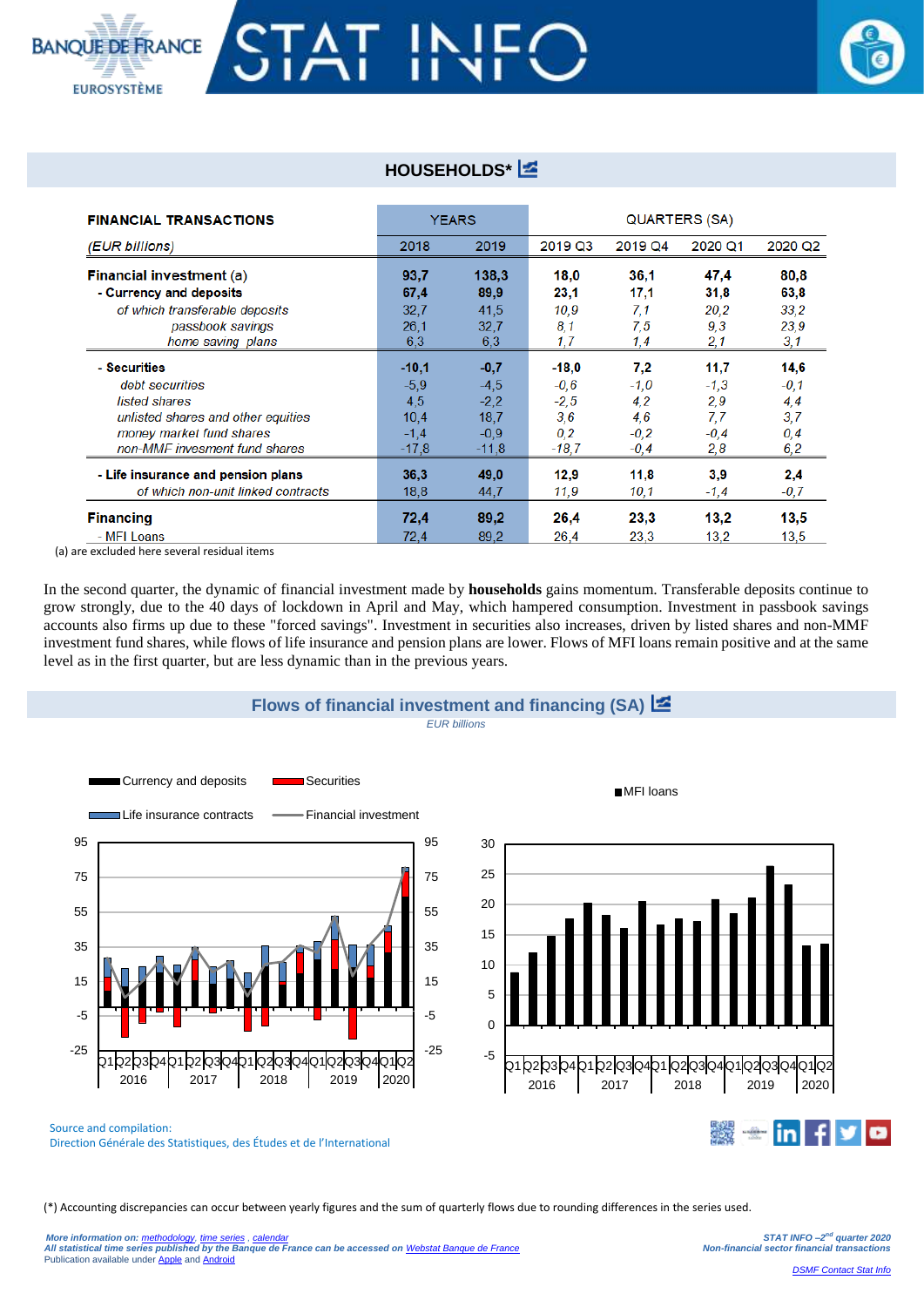## HOUSEHOLDS*

| FINANCIAL TRANSACTIONS | YEARS | | QUARTERS (SA) | | | |
|---|---|---|---|---|---|---|
| *(EUR billions)* | 2018 | 2019 | 2019 Q3 | 2019 Q4 | 2020 Q1 | 2020 Q2 |
| **Financial investment** (a) | **93,7** | **138,3** | **18,0** | **36,1** | **47,4** | **80,8** |
| **- Currency and deposits** | **67,4** | **89,9** | **23,1** | **17,1** | **31,8** | **63,8** |
| *of which transferable deposits* | 32,7 | 41,5 | *10,9* | *7,1* | *20,2* | *33,2* |
| *passbook savings* | 26,1 | 32,7 | *8,1* | *7,5* | *9,3* | *23,9* |
| *home saving plans* | 6,3 | 6,3 | *1,7* | *1,4* | *2,1* | *3,1* |
| **- Securities** | **-10,1** | **-0,7** | **-18,0** | **7,2** | **11,7** | **14,6** |
| *debt securities* | -5,9 | -4,5 | *-0,6* | *-1,0* | *-1,3* | *-0,1* |
| *listed shares* | 4,5 | -2,2 | *-2,5* | *4,2* | *2,9* | *4,4* |
| *unlisted shares and other equities* | 10,4 | 18,7 | *3,6* | *4,6* | *7,7* | *3,7* |
| *money market fund shares* | -1,4 | -0,9 | *0,2* | *-0,2* | *-0,4* | *0,4* |
| *non-MMF invesment fund shares* | -17,8 | -11,8 | *-18,7* | *-0,4* | *2,8* | *6,2* |
| **- Life insurance and pension plans** | **36,3** | **49,0** | **12,9** | **11,8** | **3,9** | **2,4** |
| *of which non-unit linked contracts* | 18,8 | 44,7 | *11,9* | *10,1* | *-1,4* | *-0,7* |
| **Financing** | **72,4** | **89,2** | **26,4** | **23,3** | **13,2** | **13,5** |
| - MFI Loans | 72,4 | 89,2 | 26,4 | 23,3 | 13,2 | 13,5 |

(a) are excluded here several residual items

In the second quarter, the dynamic of financial investment made by **households** gains momentum. Transferable deposits continue to grow strongly, due to the 40 days of lockdown in April and May, which hampered consumption. Investment in passbook savings accounts also firms up due to these "forced savings". Investment in securities also increases, driven by listed shares and non-MMF investment fund shares, while flows of life insurance and pension plans are lower. Flows of MFI loans remain positive and at the same level as in the first quarter, but are less dynamic than in the previous years.

## Flows of financial investment and financing (SA)

*EUR billions*

Currency and deposits
Securities
Life insurance contracts
Financial investment

95 75 55 35 15 -5 -25
Q1 Q2 Q3 Q4 Q1 Q2 Q3 Q4 Q1 Q2 Q3 Q4 Q1 Q2 Q3 Q4 Q1 Q2
2016 2017 2018 2019 2020

MFI loans

30 25 20 15 10 5 0 -5
Q1 Q2 Q3 Q4 Q1 Q2 Q3 Q4 Q1 Q2 Q3 Q4 Q1 Q2 Q3 Q4 Q1 Q2
2016 2017 2018 2019 2020

Source and compilation:
Direction Générale des Statistiques, des Études et de l'International

(*) Accounting discrepancies can occur between yearly figures and the sum of quarterly flows due to rounding differences in the series used.

*More information on: methodology, time series, calendar*
*All statistical time series published by the Banque de France can be accessed on Webstat Banque de France*
Publication available under Apple and Android

*STAT INFO –2nd quarter 2020*
*Non-financial sector financial transactions*

DSMF Contact Stat Info